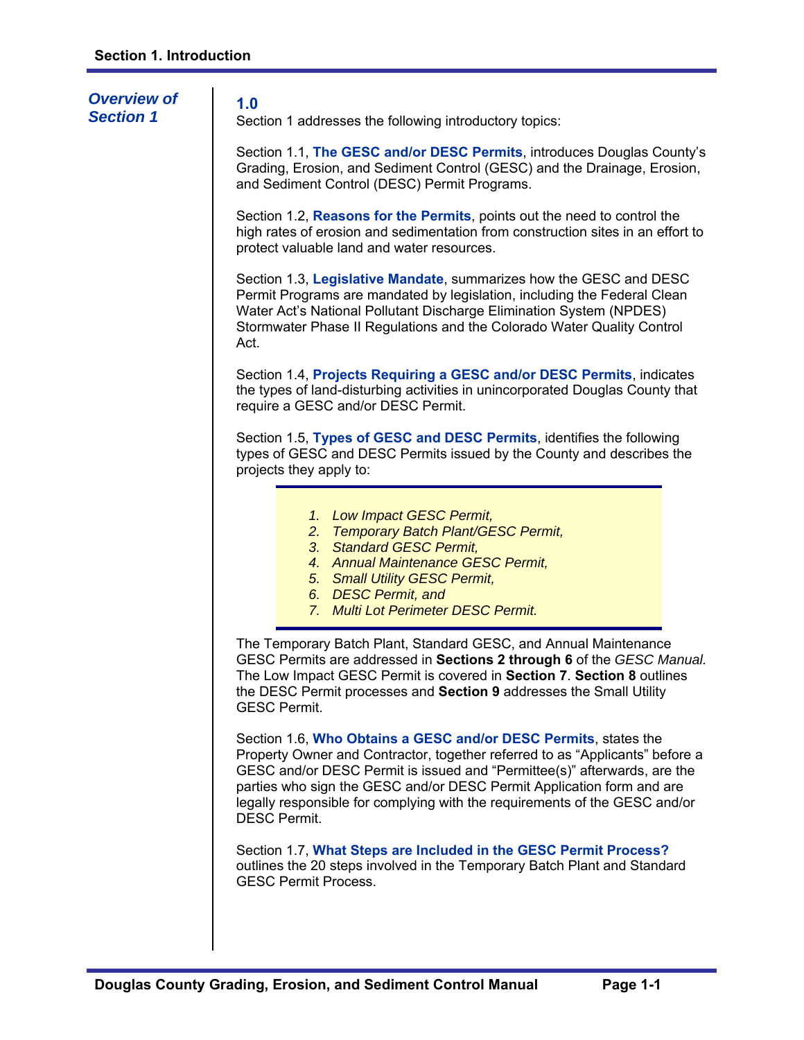# Section 1. Introduction

## Overview of Section 1

### 1.0

Section 1 addresses the following introductory topics:

Section 1.1, **The GESC and/or DESC Permits**, introduces Douglas County's Grading, Erosion, and Sediment Control (GESC) and the Drainage, Erosion, and Sediment Control (DESC) Permit Programs.

Section 1.2, **Reasons for the Permits**, points out the need to control the high rates of erosion and sedimentation from construction sites in an effort to protect valuable land and water resources.

Section 1.3, **Legislative Mandate**, summarizes how the GESC and DESC Permit Programs are mandated by legislation, including the Federal Clean Water Act's National Pollutant Discharge Elimination System (NPDES) Stormwater Phase II Regulations and the Colorado Water Quality Control Act.

Section 1.4, **Projects Requiring a GESC and/or DESC Permits**, indicates the types of land-disturbing activities in unincorporated Douglas County that require a GESC and/or DESC Permit.

Section 1.5, **Types of GESC and DESC Permits**, identifies the following types of GESC and DESC Permits issued by the County and describes the projects they apply to:

1. *Low Impact GESC Permit,*
2. *Temporary Batch Plant/GESC Permit,*
3. *Standard GESC Permit,*
4. *Annual Maintenance GESC Permit,*
5. *Small Utility GESC Permit,*
6. *DESC Permit, and*
7. *Multi Lot Perimeter DESC Permit.*

The Temporary Batch Plant, Standard GESC, and Annual Maintenance GESC Permits are addressed in **Sections 2 through 6** of the *GESC Manual.* The Low Impact GESC Permit is covered in **Section 7**. **Section 8** outlines the DESC Permit processes and **Section 9** addresses the Small Utility GESC Permit.

Section 1.6, **Who Obtains a GESC and/or DESC Permits**, states the Property Owner and Contractor, together referred to as "Applicants" before a GESC and/or DESC Permit is issued and "Permittee(s)" afterwards, are the parties who sign the GESC and/or DESC Permit Application form and are legally responsible for complying with the requirements of the GESC and/or DESC Permit.

Section 1.7, **What Steps are Included in the GESC Permit Process?** outlines the 20 steps involved in the Temporary Batch Plant and Standard GESC Permit Process.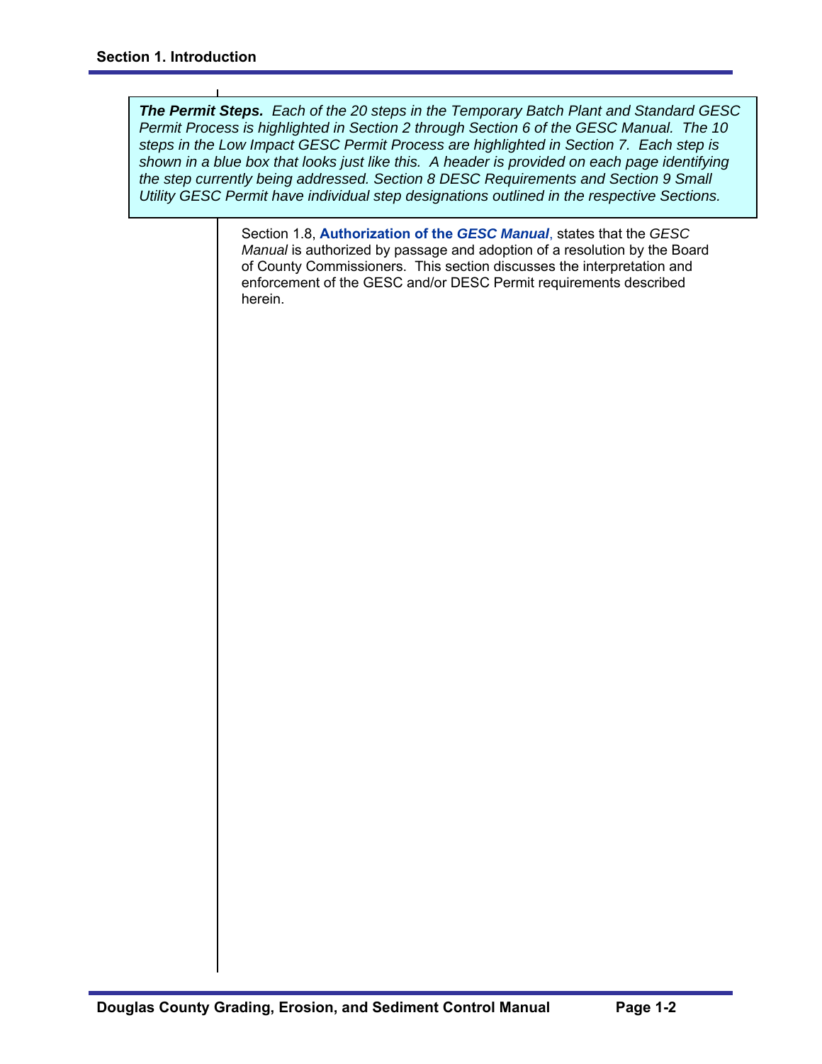> ***The Permit Steps.*** *Each of the 20 steps in the Temporary Batch Plant and Standard GESC Permit Process is highlighted in Section 2 through Section 6 of the GESC Manual. The 10 steps in the Low Impact GESC Permit Process are highlighted in Section 7. Each step is shown in a blue box that looks just like this. A header is provided on each page identifying the step currently being addressed. Section 8 DESC Requirements and Section 9 Small Utility GESC Permit have individual step designations outlined in the respective Sections.*

Section 1.8, **Authorization of the *GESC Manual***, states that the *GESC Manual* is authorized by passage and adoption of a resolution by the Board of County Commissioners. This section discusses the interpretation and enforcement of the GESC and/or DESC Permit requirements described herein.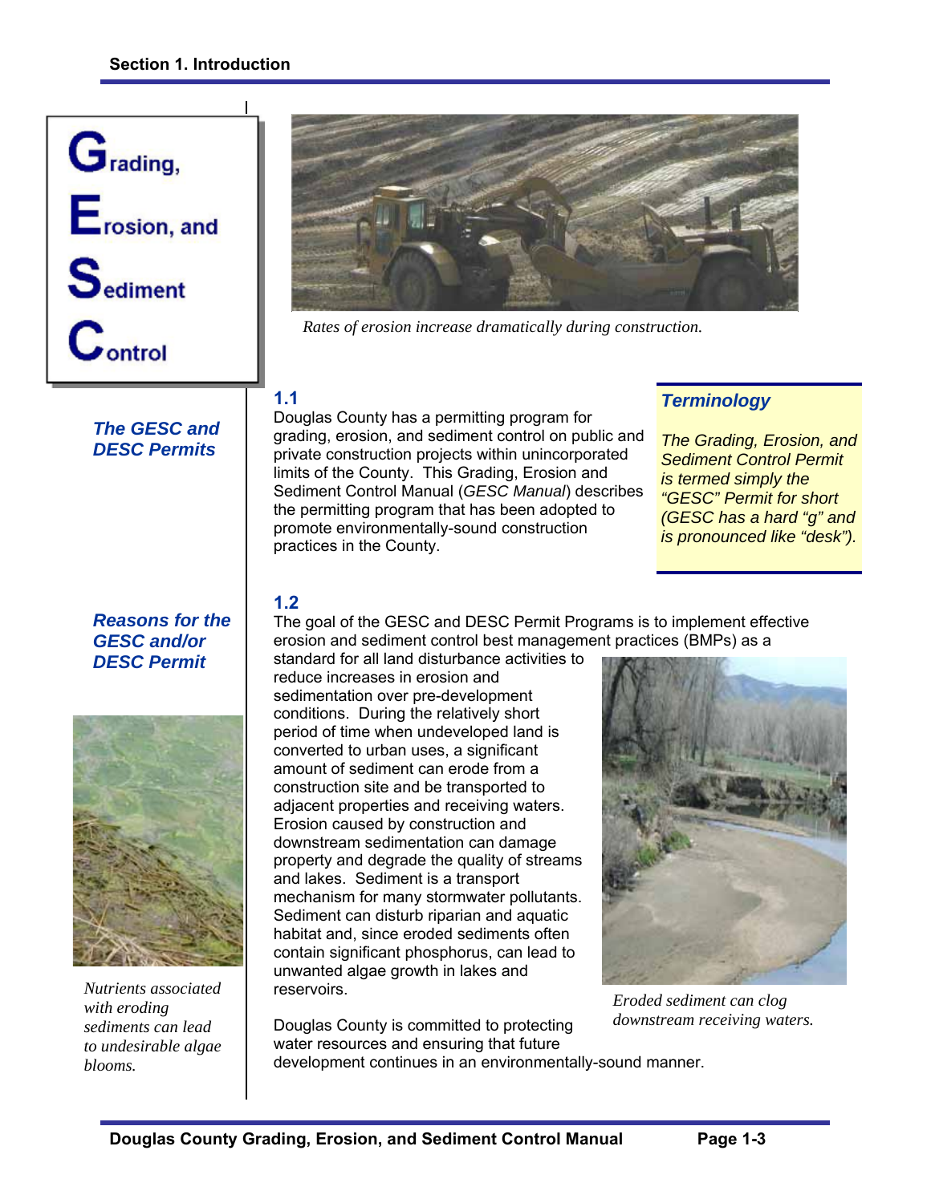**G**rading,
**E**rosion, and
**S**ediment
**C**ontrol

*Rates of erosion increase dramatically during construction.*

## 1.1

***The GESC and DESC Permits***

Douglas County has a permitting program for grading, erosion, and sediment control on public and private construction projects within unincorporated limits of the County. This Grading, Erosion and Sediment Control Manual (*GESC Manual*) describes the permitting program that has been adopted to promote environmentally-sound construction practices in the County.

> ***Terminology***
>
> *The Grading, Erosion, and Sediment Control Permit is termed simply the "GESC" Permit for short (GESC has a hard "g" and is pronounced like "desk").*

## 1.2

***Reasons for the GESC and/or DESC Permit***

The goal of the GESC and DESC Permit Programs is to implement effective erosion and sediment control best management practices (BMPs) as a standard for all land disturbance activities to reduce increases in erosion and sedimentation over pre-development conditions. During the relatively short period of time when undeveloped land is converted to urban uses, a significant amount of sediment can erode from a construction site and be transported to adjacent properties and receiving waters. Erosion caused by construction and downstream sedimentation can damage property and degrade the quality of streams and lakes. Sediment is a transport mechanism for many stormwater pollutants. Sediment can disturb riparian and aquatic habitat and, since eroded sediments often contain significant phosphorus, can lead to unwanted algae growth in lakes and reservoirs.

*Eroded sediment can clog downstream receiving waters.*

*Nutrients associated with eroding sediments can lead to undesirable algae blooms.*

Douglas County is committed to protecting water resources and ensuring that future development continues in an environmentally-sound manner.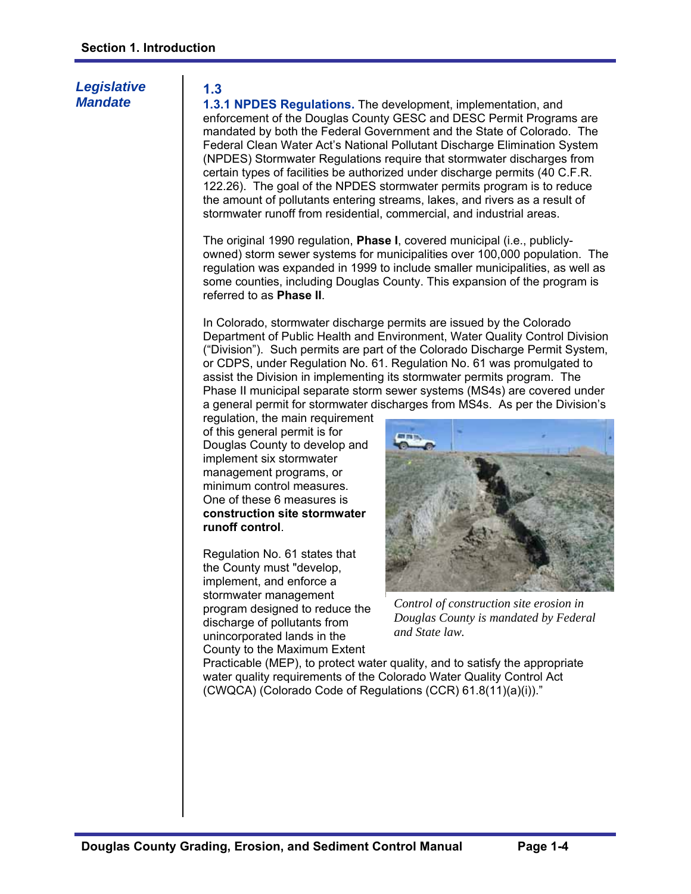## Legislative Mandate

### 1.3

**1.3.1 NPDES Regulations.** The development, implementation, and enforcement of the Douglas County GESC and DESC Permit Programs are mandated by both the Federal Government and the State of Colorado. The Federal Clean Water Act's National Pollutant Discharge Elimination System (NPDES) Stormwater Regulations require that stormwater discharges from certain types of facilities be authorized under discharge permits (40 C.F.R. 122.26). The goal of the NPDES stormwater permits program is to reduce the amount of pollutants entering streams, lakes, and rivers as a result of stormwater runoff from residential, commercial, and industrial areas.

The original 1990 regulation, **Phase I**, covered municipal (i.e., publicly-owned) storm sewer systems for municipalities over 100,000 population. The regulation was expanded in 1999 to include smaller municipalities, as well as some counties, including Douglas County. This expansion of the program is referred to as **Phase II**.

In Colorado, stormwater discharge permits are issued by the Colorado Department of Public Health and Environment, Water Quality Control Division ("Division"). Such permits are part of the Colorado Discharge Permit System, or CDPS, under Regulation No. 61. Regulation No. 61 was promulgated to assist the Division in implementing its stormwater permits program. The Phase II municipal separate storm sewer systems (MS4s) are covered under a general permit for stormwater discharges from MS4s. As per the Division's regulation, the main requirement of this general permit is for Douglas County to develop and implement six stormwater management programs, or minimum control measures. One of these 6 measures is **construction site stormwater runoff control**.

*Control of construction site erosion in Douglas County is mandated by Federal and State law.*

Regulation No. 61 states that the County must "develop, implement, and enforce a stormwater management program designed to reduce the discharge of pollutants from unincorporated lands in the County to the Maximum Extent Practicable (MEP), to protect water quality, and to satisfy the appropriate water quality requirements of the Colorado Water Quality Control Act (CWQCA) (Colorado Code of Regulations (CCR) 61.8(11)(a)(i))."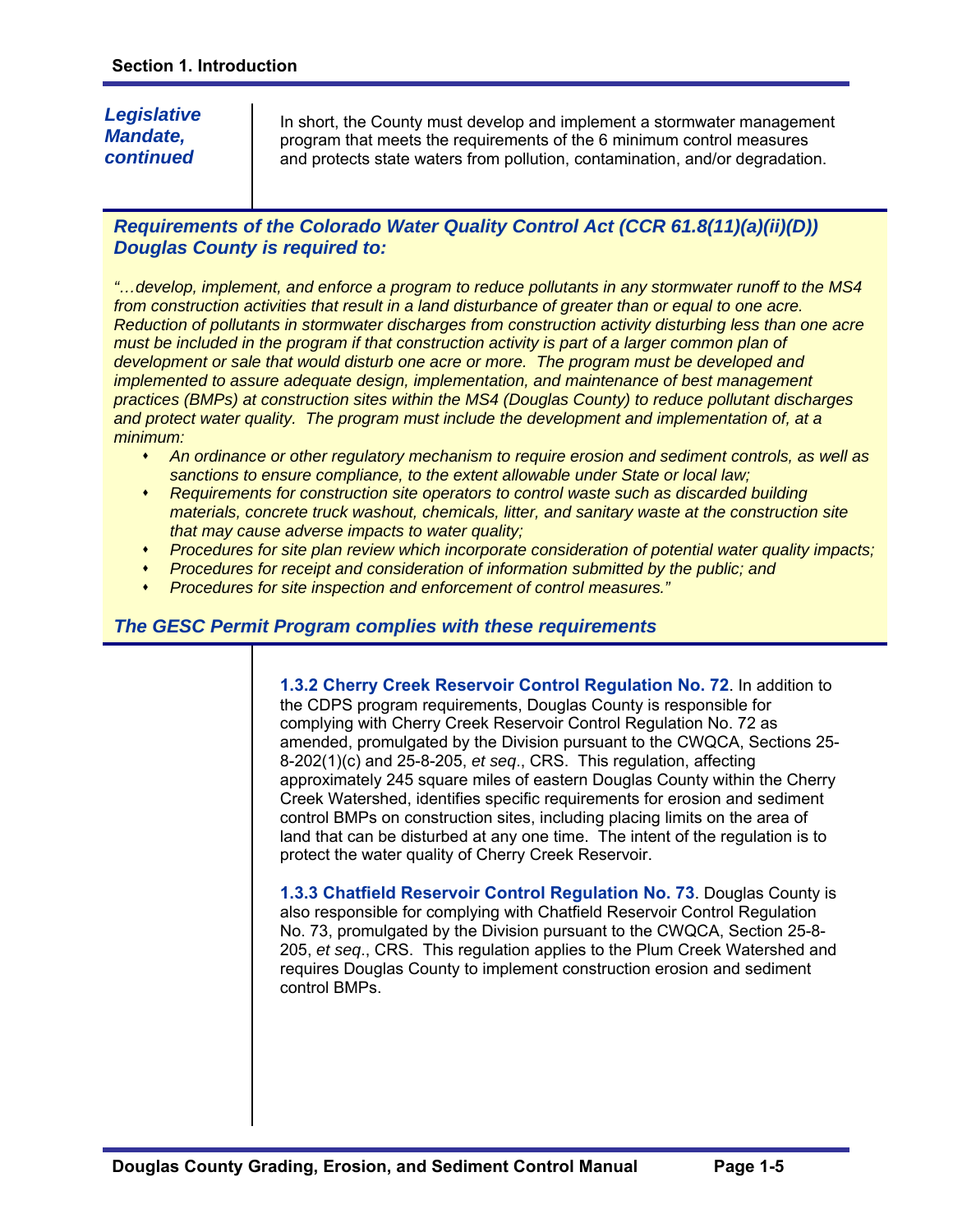*Legislative Mandate, continued*

In short, the County must develop and implement a stormwater management program that meets the requirements of the 6 minimum control measures and protects state waters from pollution, contamination, and/or degradation.

***Requirements of the Colorado Water Quality Control Act (CCR 61.8(11)(a)(ii)(D)) Douglas County is required to:***

*"…develop, implement, and enforce a program to reduce pollutants in any stormwater runoff to the MS4 from construction activities that result in a land disturbance of greater than or equal to one acre. Reduction of pollutants in stormwater discharges from construction activity disturbing less than one acre must be included in the program if that construction activity is part of a larger common plan of development or sale that would disturb one acre or more. The program must be developed and implemented to assure adequate design, implementation, and maintenance of best management practices (BMPs) at construction sites within the MS4 (Douglas County) to reduce pollutant discharges and protect water quality. The program must include the development and implementation of, at a minimum:*

- *An ordinance or other regulatory mechanism to require erosion and sediment controls, as well as sanctions to ensure compliance, to the extent allowable under State or local law;*
- *Requirements for construction site operators to control waste such as discarded building materials, concrete truck washout, chemicals, litter, and sanitary waste at the construction site that may cause adverse impacts to water quality;*
- *Procedures for site plan review which incorporate consideration of potential water quality impacts;*
- *Procedures for receipt and consideration of information submitted by the public; and*
- *Procedures for site inspection and enforcement of control measures."*

***The GESC Permit Program complies with these requirements***

**1.3.2 Cherry Creek Reservoir Control Regulation No. 72**. In addition to the CDPS program requirements, Douglas County is responsible for complying with Cherry Creek Reservoir Control Regulation No. 72 as amended, promulgated by the Division pursuant to the CWQCA, Sections 25-8-202(1)(c) and 25-8-205, *et seq*., CRS. This regulation, affecting approximately 245 square miles of eastern Douglas County within the Cherry Creek Watershed, identifies specific requirements for erosion and sediment control BMPs on construction sites, including placing limits on the area of land that can be disturbed at any one time. The intent of the regulation is to protect the water quality of Cherry Creek Reservoir.

**1.3.3 Chatfield Reservoir Control Regulation No. 73**. Douglas County is also responsible for complying with Chatfield Reservoir Control Regulation No. 73, promulgated by the Division pursuant to the CWQCA, Section 25-8-205, *et seq*., CRS. This regulation applies to the Plum Creek Watershed and requires Douglas County to implement construction erosion and sediment control BMPs.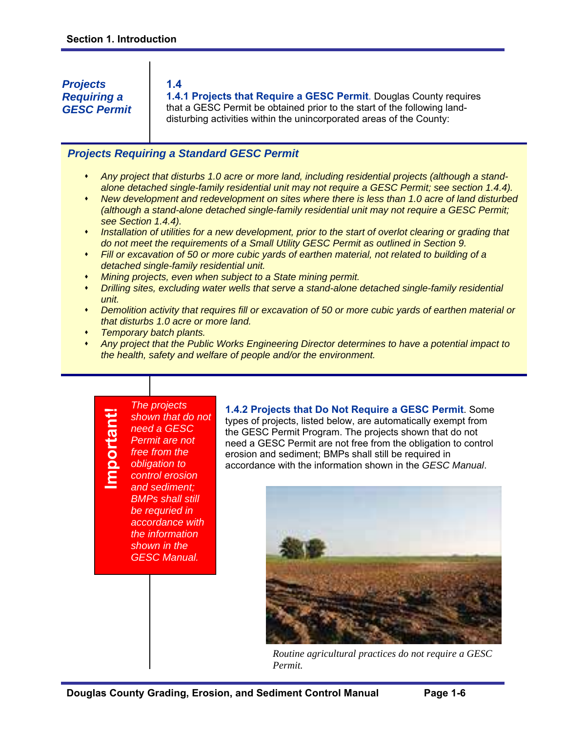*Projects Requiring a GESC Permit*

## 1.4

**1.4.1 Projects that Require a GESC Permit**. Douglas County requires that a GESC Permit be obtained prior to the start of the following land-disturbing activities within the unincorporated areas of the County:

### *Projects Requiring a Standard GESC Permit*

- *Any project that disturbs 1.0 acre or more land, including residential projects (although a stand-alone detached single-family residential unit may not require a GESC Permit; see section 1.4.4).*
- *New development and redevelopment on sites where there is less than 1.0 acre of land disturbed (although a stand-alone detached single-family residential unit may not require a GESC Permit; see Section 1.4.4).*
- *Installation of utilities for a new development, prior to the start of overlot clearing or grading that do not meet the requirements of a Small Utility GESC Permit as outlined in Section 9.*
- *Fill or excavation of 50 or more cubic yards of earthen material, not related to building of a detached single-family residential unit.*
- *Mining projects, even when subject to a State mining permit.*
- *Drilling sites, excluding water wells that serve a stand-alone detached single-family residential unit.*
- *Demolition activity that requires fill or excavation of 50 or more cubic yards of earthen material or that disturbs 1.0 acre or more land.*
- *Temporary batch plants.*
- *Any project that the Public Works Engineering Director determines to have a potential impact to the health, safety and welfare of people and/or the environment.*

**Important!** *The projects shown that do not need a GESC Permit are not free from the obligation to control erosion and sediment; BMPs shall still be requried in accordance with the information shown in the GESC Manual.*

**1.4.2 Projects that Do Not Require a GESC Permit**. Some types of projects, listed below, are automatically exempt from the GESC Permit Program. The projects shown that do not need a GESC Permit are not free from the obligation to control erosion and sediment; BMPs shall still be required in accordance with the information shown in the *GESC Manual*.

*Routine agricultural practices do not require a GESC Permit.*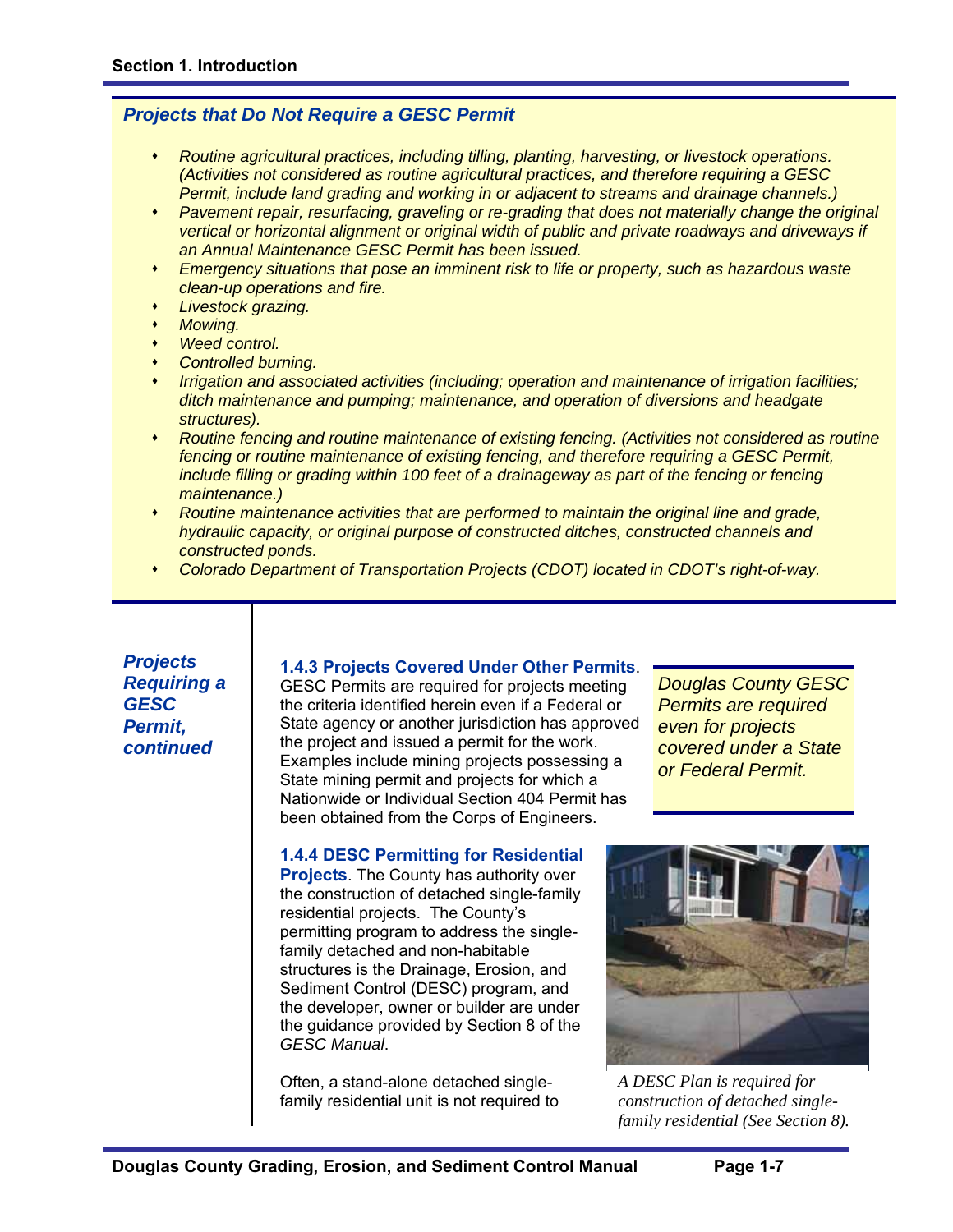### *Projects that Do Not Require a GESC Permit*

- *Routine agricultural practices, including tilling, planting, harvesting, or livestock operations. (Activities not considered as routine agricultural practices, and therefore requiring a GESC Permit, include land grading and working in or adjacent to streams and drainage channels.)*
- *Pavement repair, resurfacing, graveling or re-grading that does not materially change the original vertical or horizontal alignment or original width of public and private roadways and driveways if an Annual Maintenance GESC Permit has been issued.*
- *Emergency situations that pose an imminent risk to life or property, such as hazardous waste clean-up operations and fire.*
- *Livestock grazing.*
- *Mowing.*
- *Weed control.*
- *Controlled burning.*
- *Irrigation and associated activities (including; operation and maintenance of irrigation facilities; ditch maintenance and pumping; maintenance, and operation of diversions and headgate structures).*
- *Routine fencing and routine maintenance of existing fencing. (Activities not considered as routine fencing or routine maintenance of existing fencing, and therefore requiring a GESC Permit, include filling or grading within 100 feet of a drainageway as part of the fencing or fencing maintenance.)*
- *Routine maintenance activities that are performed to maintain the original line and grade, hydraulic capacity, or original purpose of constructed ditches, constructed channels and constructed ponds.*
- *Colorado Department of Transportation Projects (CDOT) located in CDOT's right-of-way.*

***Projects Requiring a GESC Permit, continued***

**1.4.3 Projects Covered Under Other Permits**. GESC Permits are required for projects meeting the criteria identified herein even if a Federal or State agency or another jurisdiction has approved the project and issued a permit for the work. Examples include mining projects possessing a State mining permit and projects for which a Nationwide or Individual Section 404 Permit has been obtained from the Corps of Engineers.

*Douglas County GESC Permits are required even for projects covered under a State or Federal Permit.*

**1.4.4 DESC Permitting for Residential Projects**. The County has authority over the construction of detached single-family residential projects. The County's permitting program to address the single-family detached and non-habitable structures is the Drainage, Erosion, and Sediment Control (DESC) program, and the developer, owner or builder are under the guidance provided by Section 8 of the *GESC Manual*.

*A DESC Plan is required for construction of detached single-family residential (See Section 8).*

Often, a stand-alone detached single-family residential unit is not required to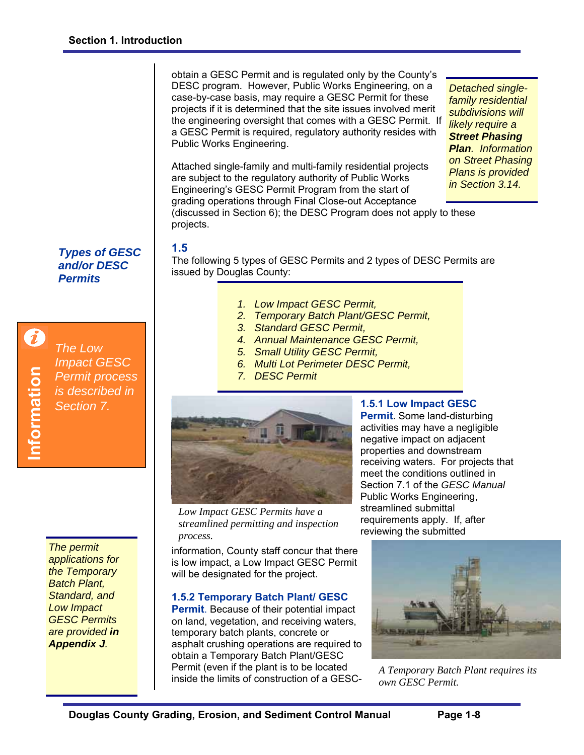obtain a GESC Permit and is regulated only by the County's DESC program. However, Public Works Engineering, on a case-by-case basis, may require a GESC Permit for these projects if it is determined that the site issues involved merit the engineering oversight that comes with a GESC Permit. If a GESC Permit is required, regulatory authority resides with Public Works Engineering.

*Detached single-family residential subdivisions will likely require a* ***Street Phasing Plan****. Information on Street Phasing Plans is provided in Section 3.14.*

Attached single-family and multi-family residential projects are subject to the regulatory authority of Public Works Engineering's GESC Permit Program from the start of grading operations through Final Close-out Acceptance (discussed in Section 6); the DESC Program does not apply to these projects.

## 1.5 Types of GESC and/or DESC Permits

The following 5 types of GESC Permits and 2 types of DESC Permits are issued by Douglas County:

1. *Low Impact GESC Permit,*
2. *Temporary Batch Plant/GESC Permit,*
3. *Standard GESC Permit,*
4. *Annual Maintenance GESC Permit,*
5. *Small Utility GESC Permit,*
6. *Multi Lot Perimeter DESC Permit,*
7. *DESC Permit*

**Information**

*The Low Impact GESC Permit process is described in Section 7.*

*Low Impact GESC Permits have a streamlined permitting and inspection process.*

### 1.5.1 Low Impact GESC Permit

Some land-disturbing activities may have a negligible negative impact on adjacent properties and downstream receiving waters. For projects that meet the conditions outlined in Section 7.1 of the *GESC Manual* Public Works Engineering, streamlined submittal requirements apply. If, after reviewing the submitted information, County staff concur that there is low impact, a Low Impact GESC Permit will be designated for the project.

*The permit applications for the Temporary Batch Plant, Standard, and Low Impact GESC Permits are provided* ***in Appendix J****.*

### 1.5.2 Temporary Batch Plant/ GESC Permit

Because of their potential impact on land, vegetation, and receiving waters, temporary batch plants, concrete or asphalt crushing operations are required to obtain a Temporary Batch Plant/GESC Permit (even if the plant is to be located inside the limits of construction of a GESC-

*A Temporary Batch Plant requires its own GESC Permit.*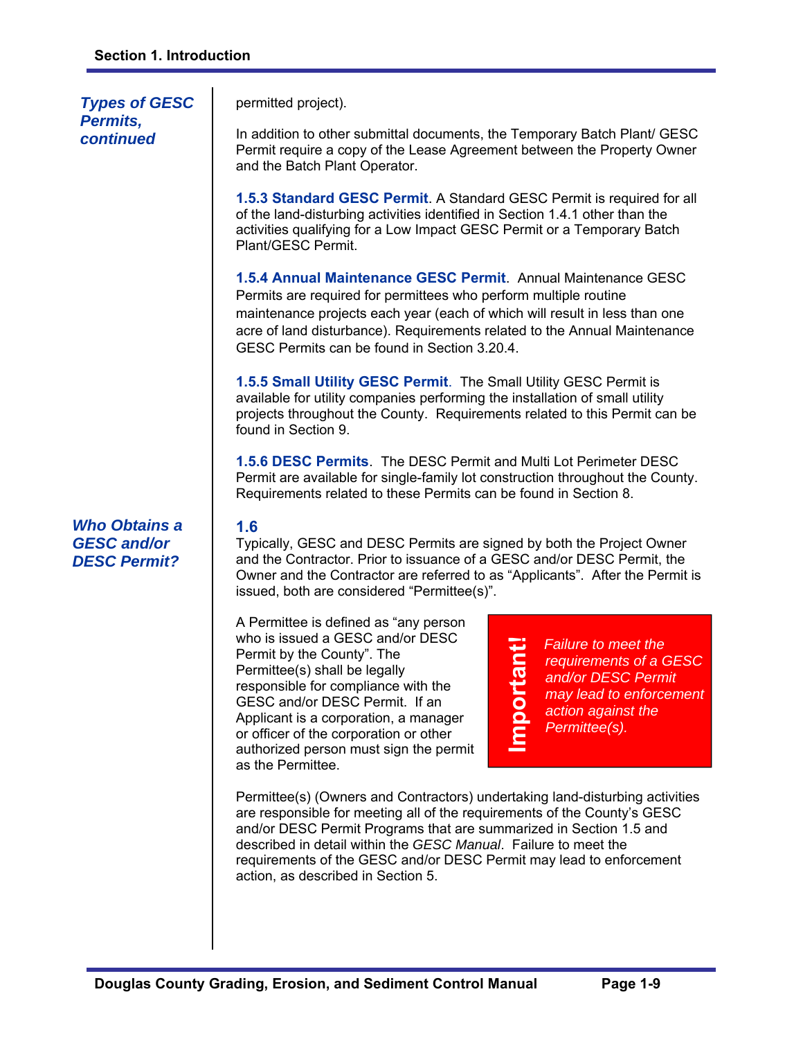## Types of GESC Permits, continued

permitted project).

In addition to other submittal documents, the Temporary Batch Plant/ GESC Permit require a copy of the Lease Agreement between the Property Owner and the Batch Plant Operator.

**1.5.3 Standard GESC Permit**. A Standard GESC Permit is required for all of the land-disturbing activities identified in Section 1.4.1 other than the activities qualifying for a Low Impact GESC Permit or a Temporary Batch Plant/GESC Permit.

**1.5.4 Annual Maintenance GESC Permit**. Annual Maintenance GESC Permits are required for permittees who perform multiple routine maintenance projects each year (each of which will result in less than one acre of land disturbance). Requirements related to the Annual Maintenance GESC Permits can be found in Section 3.20.4.

**1.5.5 Small Utility GESC Permit**. The Small Utility GESC Permit is available for utility companies performing the installation of small utility projects throughout the County. Requirements related to this Permit can be found in Section 9.

**1.5.6 DESC Permits**. The DESC Permit and Multi Lot Perimeter DESC Permit are available for single-family lot construction throughout the County. Requirements related to these Permits can be found in Section 8.

## 1.6 Who Obtains a GESC and/or DESC Permit?

Typically, GESC and DESC Permits are signed by both the Project Owner and the Contractor. Prior to issuance of a GESC and/or DESC Permit, the Owner and the Contractor are referred to as "Applicants". After the Permit is issued, both are considered "Permittee(s)".

A Permittee is defined as "any person who is issued a GESC and/or DESC Permit by the County". The Permittee(s) shall be legally responsible for compliance with the GESC and/or DESC Permit. If an Applicant is a corporation, a manager or officer of the corporation or other authorized person must sign the permit as the Permittee.

> **Important!** *Failure to meet the requirements of a GESC and/or DESC Permit may lead to enforcement action against the Permittee(s).*

Permittee(s) (Owners and Contractors) undertaking land-disturbing activities are responsible for meeting all of the requirements of the County's GESC and/or DESC Permit Programs that are summarized in Section 1.5 and described in detail within the *GESC Manual*. Failure to meet the requirements of the GESC and/or DESC Permit may lead to enforcement action, as described in Section 5.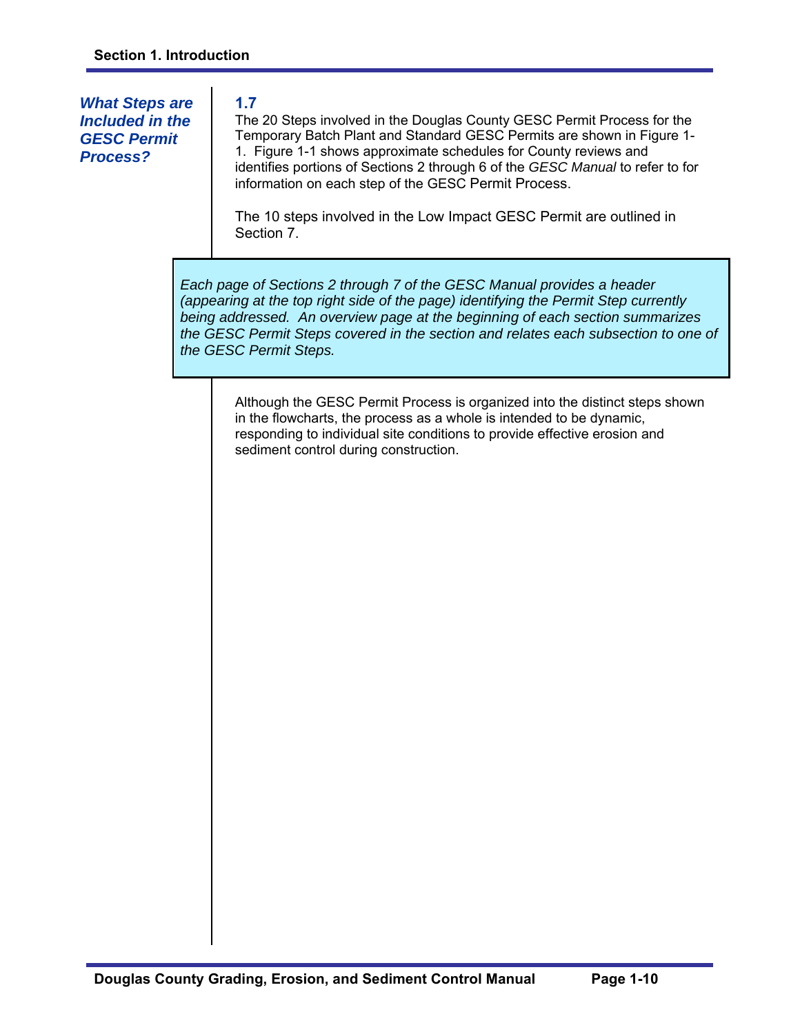## 1.7 What Steps are Included in the GESC Permit Process?

The 20 Steps involved in the Douglas County GESC Permit Process for the Temporary Batch Plant and Standard GESC Permits are shown in Figure 1-1. Figure 1-1 shows approximate schedules for County reviews and identifies portions of Sections 2 through 6 of the *GESC Manual* to refer to for information on each step of the GESC Permit Process.

The 10 steps involved in the Low Impact GESC Permit are outlined in Section 7.

> *Each page of Sections 2 through 7 of the GESC Manual provides a header (appearing at the top right side of the page) identifying the Permit Step currently being addressed. An overview page at the beginning of each section summarizes the GESC Permit Steps covered in the section and relates each subsection to one of the GESC Permit Steps.*

Although the GESC Permit Process is organized into the distinct steps shown in the flowcharts, the process as a whole is intended to be dynamic, responding to individual site conditions to provide effective erosion and sediment control during construction.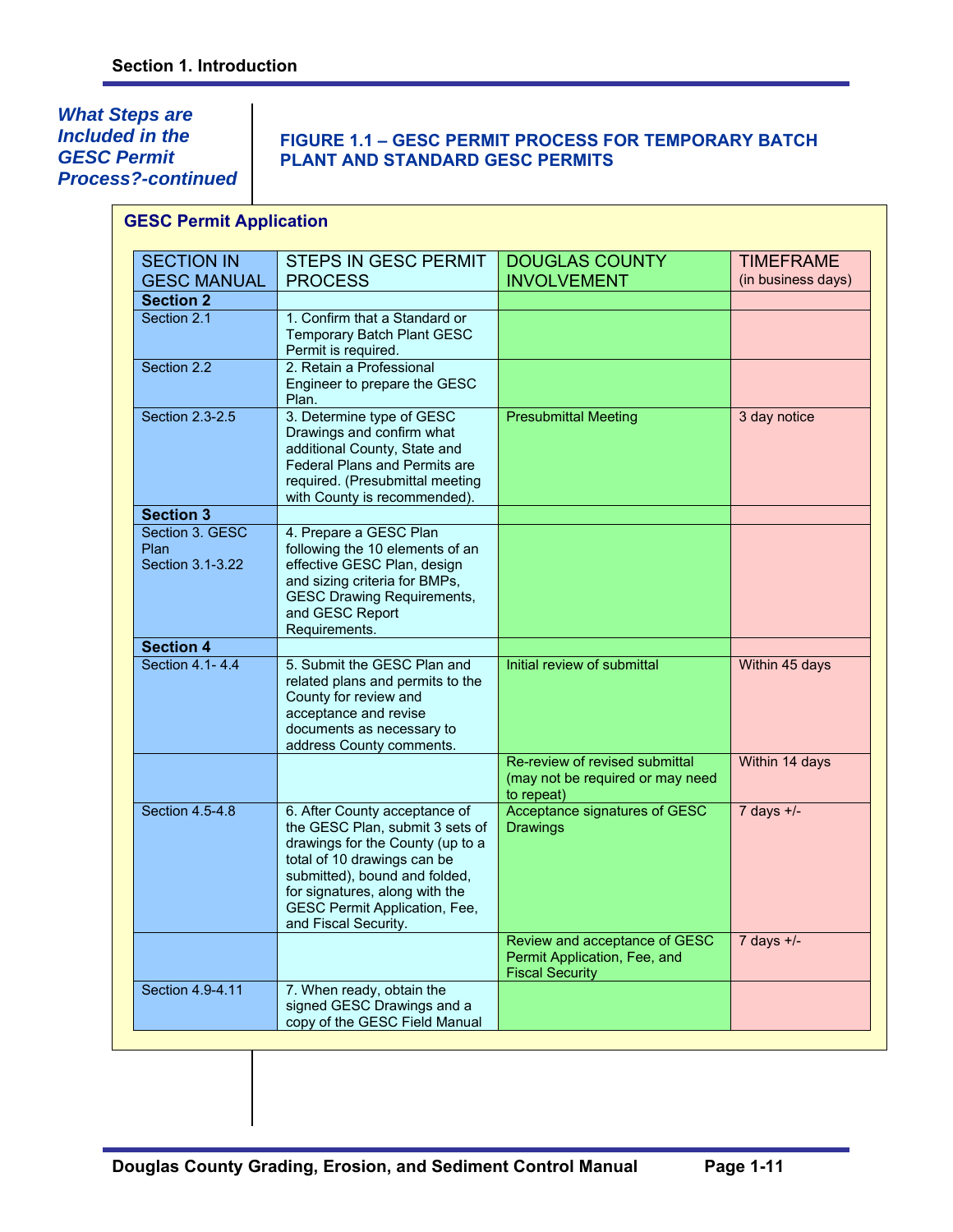*What Steps are Included in the GESC Permit Process?-continued*

### FIGURE 1.1 – GESC PERMIT PROCESS FOR TEMPORARY BATCH PLANT AND STANDARD GESC PERMITS

**GESC Permit Application**

| SECTION IN GESC MANUAL | STEPS IN GESC PERMIT PROCESS | DOUGLAS COUNTY INVOLVEMENT | TIMEFRAME (in business days) |
|---|---|---|---|
| **Section 2** | | | |
| Section 2.1 | 1. Confirm that a Standard or Temporary Batch Plant GESC Permit is required. | | |
| Section 2.2 | 2. Retain a Professional Engineer to prepare the GESC Plan. | | |
| Section 2.3-2.5 | 3. Determine type of GESC Drawings and confirm what additional County, State and Federal Plans and Permits are required. (Presubmittal meeting with County is recommended). | Presubmittal Meeting | 3 day notice |
| **Section 3** | | | |
| Section 3. GESC Plan Section 3.1-3.22 | 4. Prepare a GESC Plan following the 10 elements of an effective GESC Plan, design and sizing criteria for BMPs, GESC Drawing Requirements, and GESC Report Requirements. | | |
| **Section 4** | | | |
| Section 4.1- 4.4 | 5. Submit the GESC Plan and related plans and permits to the County for review and acceptance and revise documents as necessary to address County comments. | Initial review of submittal | Within 45 days |
| | | Re-review of revised submittal (may not be required or may need to repeat) | Within 14 days |
| Section 4.5-4.8 | 6. After County acceptance of the GESC Plan, submit 3 sets of drawings for the County (up to a total of 10 drawings can be submitted), bound and folded, for signatures, along with the GESC Permit Application, Fee, and Fiscal Security. | Acceptance signatures of GESC Drawings | 7 days +/- |
| | | Review and acceptance of GESC Permit Application, Fee, and Fiscal Security | 7 days +/- |
| Section 4.9-4.11 | 7. When ready, obtain the signed GESC Drawings and a copy of the GESC Field Manual | | |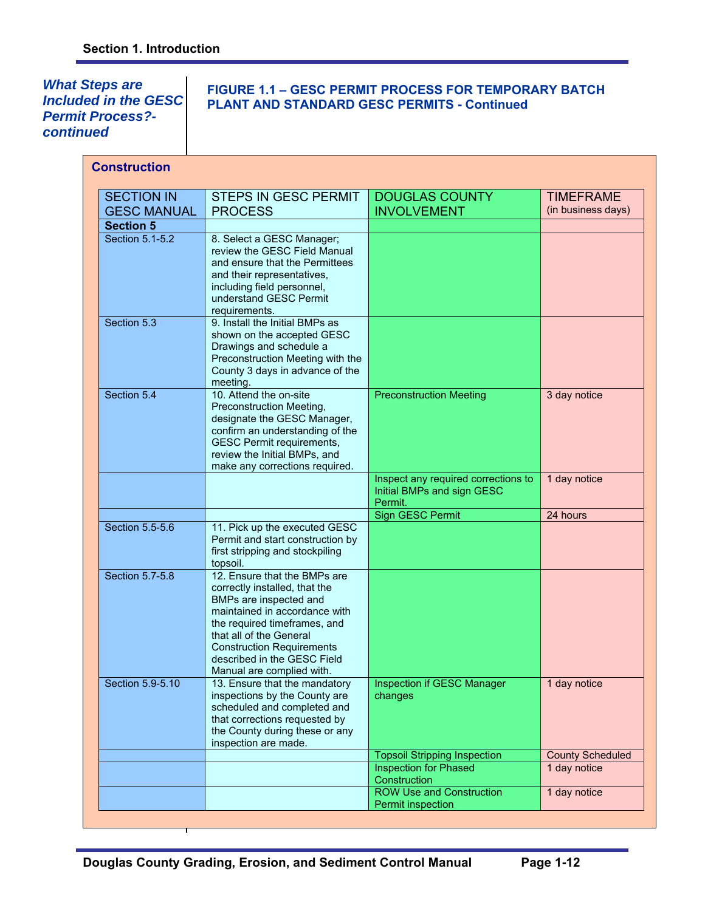***What Steps are Included in the GESC Permit Process?- continued***

### FIGURE 1.1 – GESC PERMIT PROCESS FOR TEMPORARY BATCH PLANT AND STANDARD GESC PERMITS - Continued

**Construction**

| SECTION IN GESC MANUAL | STEPS IN GESC PERMIT PROCESS | DOUGLAS COUNTY INVOLVEMENT | TIMEFRAME (in business days) |
|---|---|---|---|
| **Section 5** | | | |
| Section 5.1-5.2 | 8. Select a GESC Manager; review the GESC Field Manual and ensure that the Permittees and their representatives, including field personnel, understand GESC Permit requirements. | | |
| Section 5.3 | 9. Install the Initial BMPs as shown on the accepted GESC Drawings and schedule a Preconstruction Meeting with the County 3 days in advance of the meeting. | | |
| Section 5.4 | 10. Attend the on-site Preconstruction Meeting, designate the GESC Manager, confirm an understanding of the GESC Permit requirements, review the Initial BMPs, and make any corrections required. | Preconstruction Meeting | 3 day notice |
| | | Inspect any required corrections to Initial BMPs and sign GESC Permit. | 1 day notice |
| | | Sign GESC Permit | 24 hours |
| Section 5.5-5.6 | 11. Pick up the executed GESC Permit and start construction by first stripping and stockpiling topsoil. | | |
| Section 5.7-5.8 | 12. Ensure that the BMPs are correctly installed, that the BMPs are inspected and maintained in accordance with the required timeframes, and that all of the General Construction Requirements described in the GESC Field Manual are complied with. | | |
| Section 5.9-5.10 | 13. Ensure that the mandatory inspections by the County are scheduled and completed and that corrections requested by the County during these or any inspection are made. | Inspection if GESC Manager changes | 1 day notice |
| | | Topsoil Stripping Inspection | County Scheduled |
| | | Inspection for Phased Construction | 1 day notice |
| | | ROW Use and Construction Permit inspection | 1 day notice |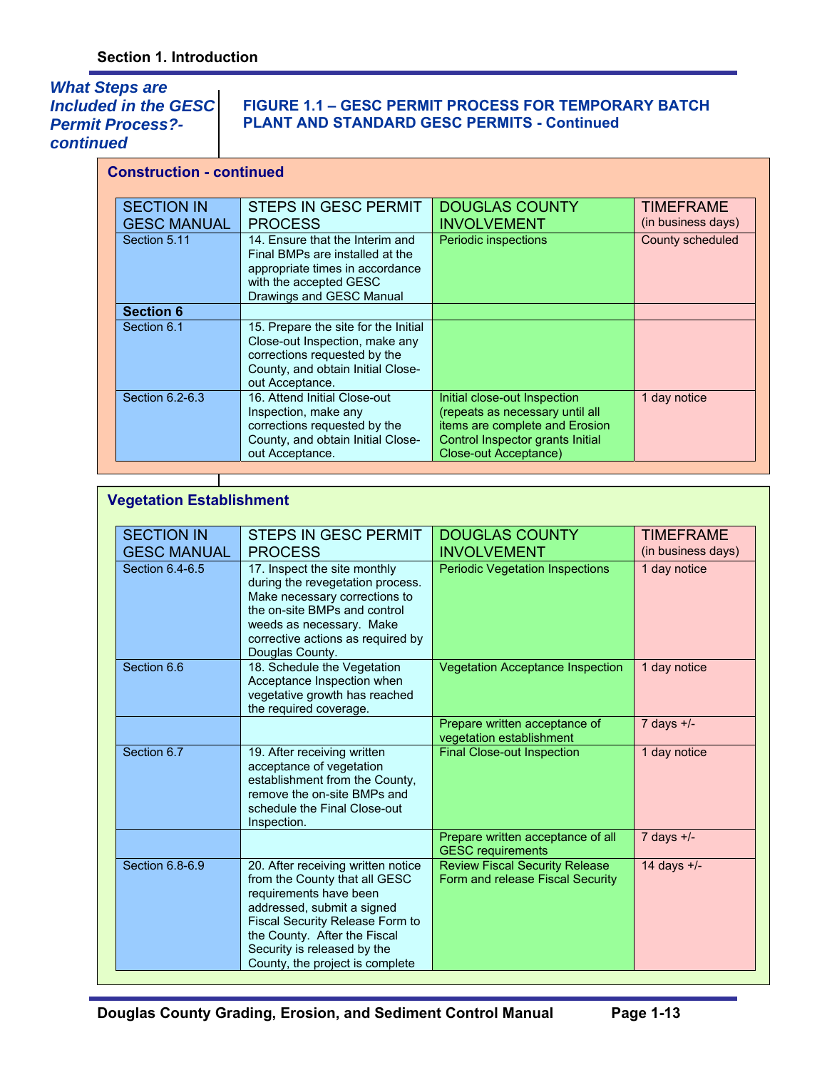*What Steps are Included in the GESC Permit Process?- continued*

### FIGURE 1.1 – GESC PERMIT PROCESS FOR TEMPORARY BATCH PLANT AND STANDARD GESC PERMITS - Continued

**Construction - continued**

| SECTION IN GESC MANUAL | STEPS IN GESC PERMIT PROCESS | DOUGLAS COUNTY INVOLVEMENT | TIMEFRAME (in business days) |
|---|---|---|---|
| Section 5.11 | 14. Ensure that the Interim and Final BMPs are installed at the appropriate times in accordance with the accepted GESC Drawings and GESC Manual | Periodic inspections | County scheduled |
| **Section 6** | | | |
| Section 6.1 | 15. Prepare the site for the Initial Close-out Inspection, make any corrections requested by the County, and obtain Initial Close-out Acceptance. | | |
| Section 6.2-6.3 | 16. Attend Initial Close-out Inspection, make any corrections requested by the County, and obtain Initial Close-out Acceptance. | Initial close-out Inspection (repeats as necessary until all items are complete and Erosion Control Inspector grants Initial Close-out Acceptance) | 1 day notice |

**Vegetation Establishment**

| SECTION IN GESC MANUAL | STEPS IN GESC PERMIT PROCESS | DOUGLAS COUNTY INVOLVEMENT | TIMEFRAME (in business days) |
|---|---|---|---|
| Section 6.4-6.5 | 17. Inspect the site monthly during the revegetation process. Make necessary corrections to the on-site BMPs and control weeds as necessary. Make corrective actions as required by Douglas County. | Periodic Vegetation Inspections | 1 day notice |
| Section 6.6 | 18. Schedule the Vegetation Acceptance Inspection when vegetative growth has reached the required coverage. | Vegetation Acceptance Inspection | 1 day notice |
| | | Prepare written acceptance of vegetation establishment | 7 days +/- |
| Section 6.7 | 19. After receiving written acceptance of vegetation establishment from the County, remove the on-site BMPs and schedule the Final Close-out Inspection. | Final Close-out Inspection | 1 day notice |
| | | Prepare written acceptance of all GESC requirements | 7 days +/- |
| Section 6.8-6.9 | 20. After receiving written notice from the County that all GESC requirements have been addressed, submit a signed Fiscal Security Release Form to the County. After the Fiscal Security is released by the County, the project is complete | Review Fiscal Security Release Form and release Fiscal Security | 14 days +/- |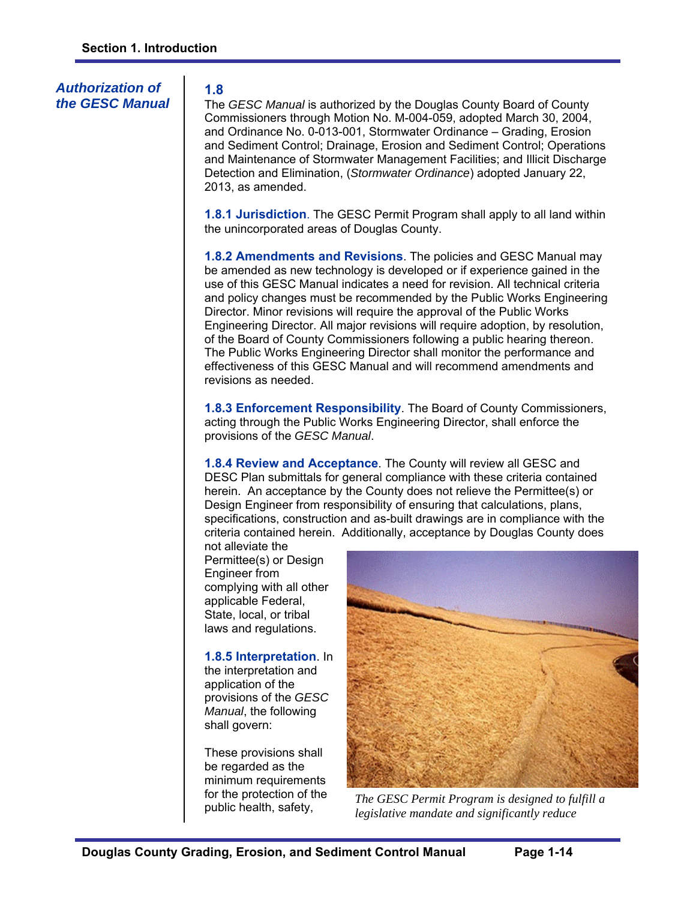## Authorization of the GESC Manual

### 1.8

The *GESC Manual* is authorized by the Douglas County Board of County Commissioners through Motion No. M-004-059, adopted March 30, 2004, and Ordinance No. 0-013-001, Stormwater Ordinance – Grading, Erosion and Sediment Control; Drainage, Erosion and Sediment Control; Operations and Maintenance of Stormwater Management Facilities; and Illicit Discharge Detection and Elimination, (*Stormwater Ordinance*) adopted January 22, 2013, as amended.

**1.8.1 Jurisdiction**. The GESC Permit Program shall apply to all land within the unincorporated areas of Douglas County.

**1.8.2 Amendments and Revisions**. The policies and GESC Manual may be amended as new technology is developed or if experience gained in the use of this GESC Manual indicates a need for revision. All technical criteria and policy changes must be recommended by the Public Works Engineering Director. Minor revisions will require the approval of the Public Works Engineering Director. All major revisions will require adoption, by resolution, of the Board of County Commissioners following a public hearing thereon. The Public Works Engineering Director shall monitor the performance and effectiveness of this GESC Manual and will recommend amendments and revisions as needed.

**1.8.3 Enforcement Responsibility**. The Board of County Commissioners, acting through the Public Works Engineering Director, shall enforce the provisions of the *GESC Manual*.

**1.8.4 Review and Acceptance**. The County will review all GESC and DESC Plan submittals for general compliance with these criteria contained herein. An acceptance by the County does not relieve the Permittee(s) or Design Engineer from responsibility of ensuring that calculations, plans, specifications, construction and as-built drawings are in compliance with the criteria contained herein. Additionally, acceptance by Douglas County does not alleviate the Permittee(s) or Design Engineer from complying with all other applicable Federal, State, local, or tribal laws and regulations.

**1.8.5 Interpretation**. In the interpretation and application of the provisions of the *GESC Manual*, the following shall govern:

These provisions shall be regarded as the minimum requirements for the protection of the public health, safety,

*The GESC Permit Program is designed to fulfill a legislative mandate and significantly reduce*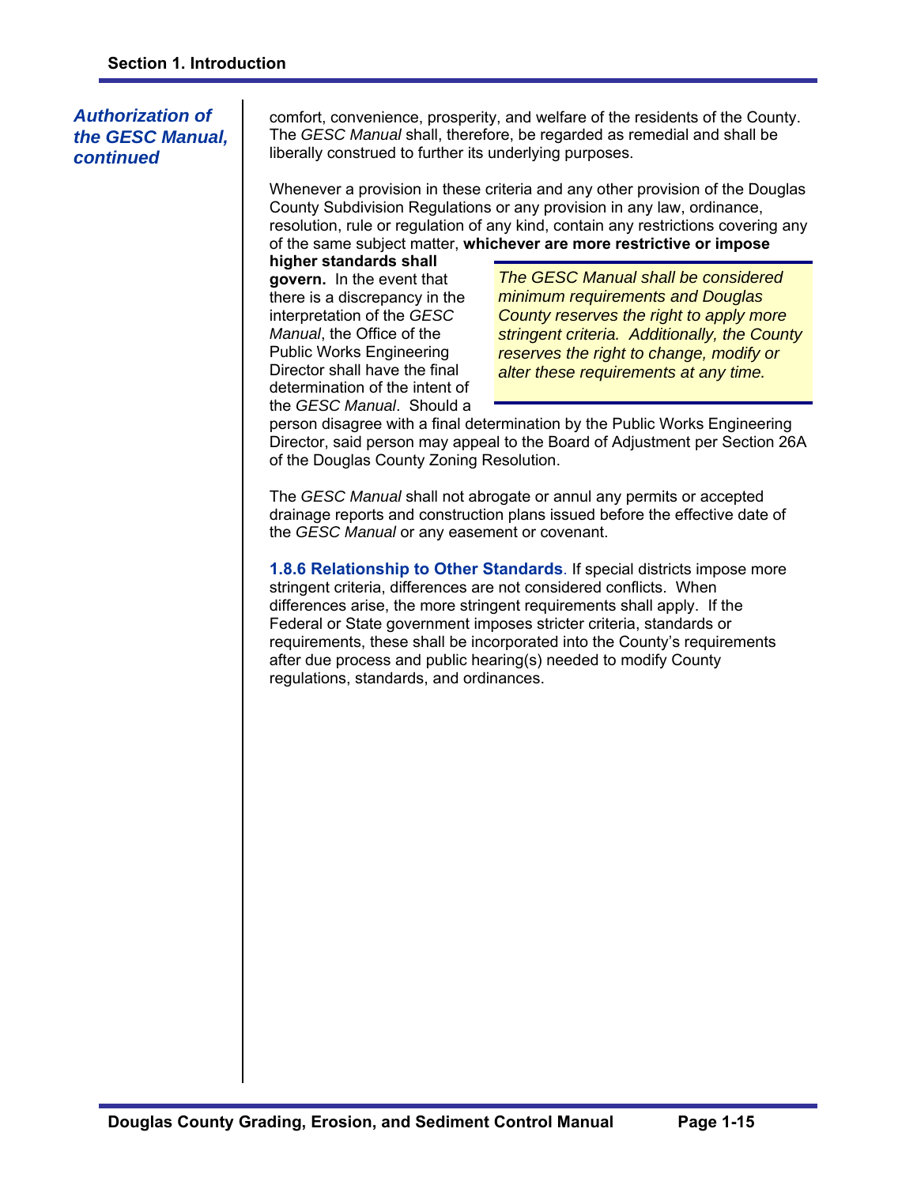### *Authorization of the GESC Manual, continued*

comfort, convenience, prosperity, and welfare of the residents of the County. The *GESC Manual* shall, therefore, be regarded as remedial and shall be liberally construed to further its underlying purposes.

Whenever a provision in these criteria and any other provision of the Douglas County Subdivision Regulations or any provision in any law, ordinance, resolution, rule or regulation of any kind, contain any restrictions covering any of the same subject matter, **whichever are more restrictive or impose higher standards shall govern.** In the event that there is a discrepancy in the interpretation of the *GESC Manual*, the Office of the Public Works Engineering Director shall have the final determination of the intent of the *GESC Manual*. Should a person disagree with a final determination by the Public Works Engineering Director, said person may appeal to the Board of Adjustment per Section 26A of the Douglas County Zoning Resolution.

*The GESC Manual shall be considered minimum requirements and Douglas County reserves the right to apply more stringent criteria. Additionally, the County reserves the right to change, modify or alter these requirements at any time.*

The *GESC Manual* shall not abrogate or annul any permits or accepted drainage reports and construction plans issued before the effective date of the *GESC Manual* or any easement or covenant.

**1.8.6 Relationship to Other Standards**. If special districts impose more stringent criteria, differences are not considered conflicts. When differences arise, the more stringent requirements shall apply. If the Federal or State government imposes stricter criteria, standards or requirements, these shall be incorporated into the County's requirements after due process and public hearing(s) needed to modify County regulations, standards, and ordinances.